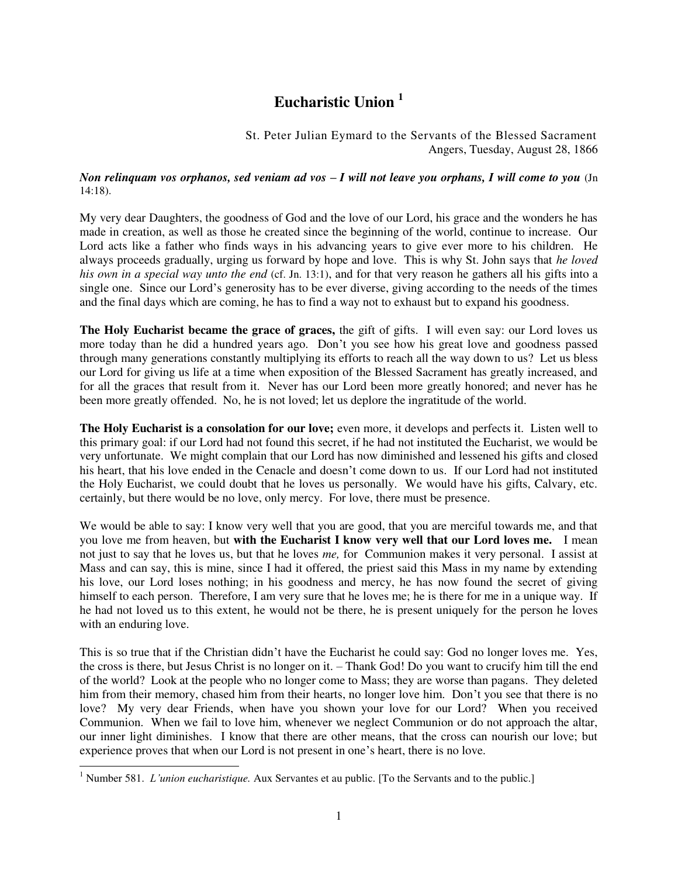# Eucharistic Union [1]

St. Peter Julian Eymard to the Servants of the Blessed Sacrament
Angers, Tuesday, August 28, 1866

***Non relinquam vos orphanos, sed veniam ad vos – I will not leave you orphans, I will come to you*** (Jn 14:18).

My very dear Daughters, the goodness of God and the love of our Lord, his grace and the wonders he has made in creation, as well as those he created since the beginning of the world, continue to increase. Our Lord acts like a father who finds ways in his advancing years to give ever more to his children. He always proceeds gradually, urging us forward by hope and love. This is why St. John says that *he loved his own in a special way unto the end* (cf. Jn. 13:1), and for that very reason he gathers all his gifts into a single one. Since our Lord's generosity has to be ever diverse, giving according to the needs of the times and the final days which are coming, he has to find a way not to exhaust but to expand his goodness.

**The Holy Eucharist became the grace of graces,** the gift of gifts. I will even say: our Lord loves us more today than he did a hundred years ago. Don't you see how his great love and goodness passed through many generations constantly multiplying its efforts to reach all the way down to us? Let us bless our Lord for giving us life at a time when exposition of the Blessed Sacrament has greatly increased, and for all the graces that result from it. Never has our Lord been more greatly honored; and never has he been more greatly offended. No, he is not loved; let us deplore the ingratitude of the world.

**The Holy Eucharist is a consolation for our love;** even more, it develops and perfects it. Listen well to this primary goal: if our Lord had not found this secret, if he had not instituted the Eucharist, we would be very unfortunate. We might complain that our Lord has now diminished and lessened his gifts and closed his heart, that his love ended in the Cenacle and doesn't come down to us. If our Lord had not instituted the Holy Eucharist, we could doubt that he loves us personally. We would have his gifts, Calvary, etc. certainly, but there would be no love, only mercy. For love, there must be presence.

We would be able to say: I know very well that you are good, that you are merciful towards me, and that you love me from heaven, but **with the Eucharist I know very well that our Lord loves me.** I mean not just to say that he loves us, but that he loves *me,* for Communion makes it very personal. I assist at Mass and can say, this is mine, since I had it offered, the priest said this Mass in my name by extending his love, our Lord loses nothing; in his goodness and mercy, he has now found the secret of giving himself to each person. Therefore, I am very sure that he loves me; he is there for me in a unique way. If he had not loved us to this extent, he would not be there, he is present uniquely for the person he loves with an enduring love.

This is so true that if the Christian didn't have the Eucharist he could say: God no longer loves me. Yes, the cross is there, but Jesus Christ is no longer on it. – Thank God! Do you want to crucify him till the end of the world? Look at the people who no longer come to Mass; they are worse than pagans. They deleted him from their memory, chased him from their hearts, no longer love him. Don't you see that there is no love? My very dear Friends, when have you shown your love for our Lord? When you received Communion. When we fail to love him, whenever we neglect Communion or do not approach the altar, our inner light diminishes. I know that there are other means, that the cross can nourish our love; but experience proves that when our Lord is not present in one's heart, there is no love.

---

[1] Number 581. *L'union eucharistique.* Aux Servantes et au public. [To the Servants and to the public.]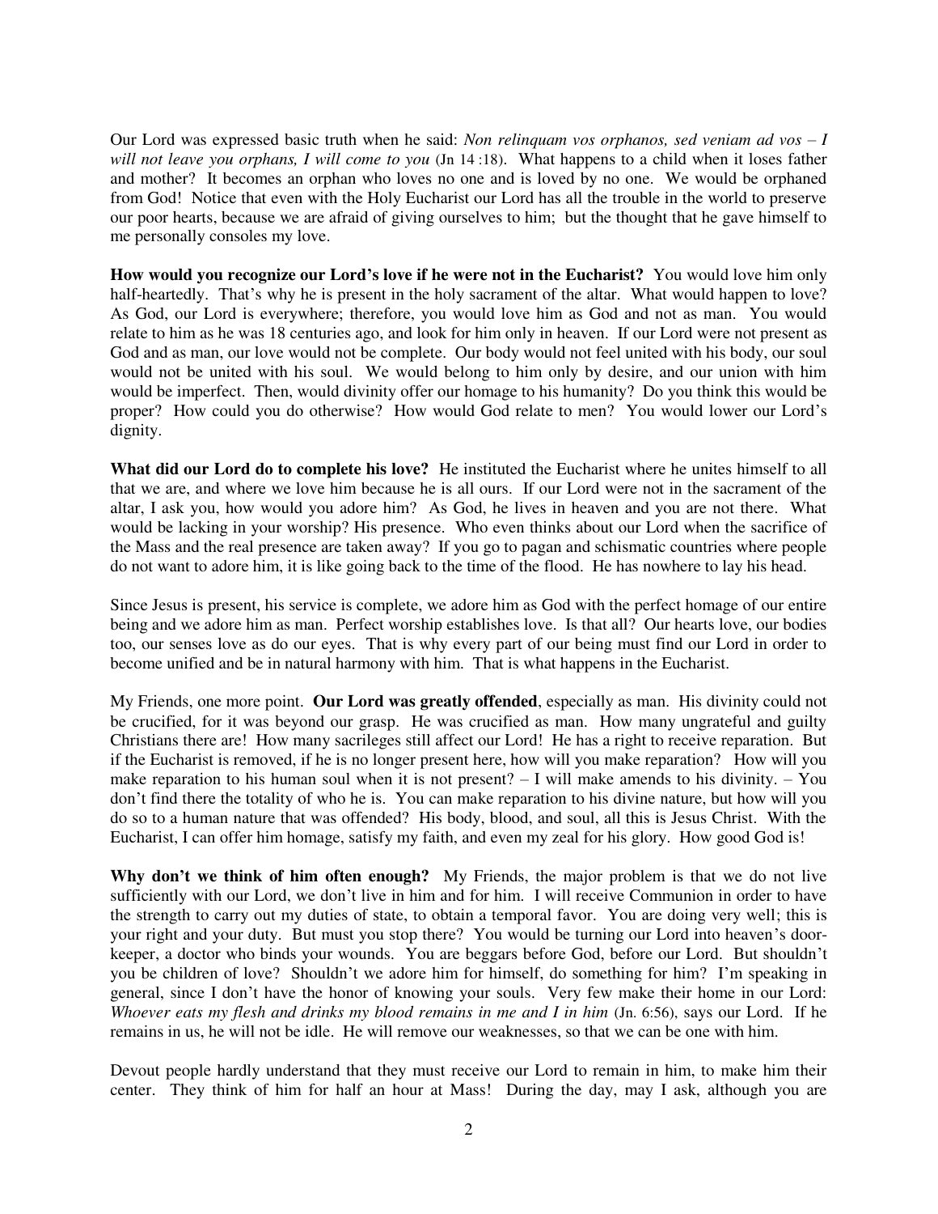Our Lord was expressed basic truth when he said: *Non relinquam vos orphanos, sed veniam ad vos – I will not leave you orphans, I will come to you* (Jn 14 :18). What happens to a child when it loses father and mother? It becomes an orphan who loves no one and is loved by no one. We would be orphaned from God! Notice that even with the Holy Eucharist our Lord has all the trouble in the world to preserve our poor hearts, because we are afraid of giving ourselves to him; but the thought that he gave himself to me personally consoles my love.

**How would you recognize our Lord's love if he were not in the Eucharist?** You would love him only half-heartedly. That's why he is present in the holy sacrament of the altar. What would happen to love? As God, our Lord is everywhere; therefore, you would love him as God and not as man. You would relate to him as he was 18 centuries ago, and look for him only in heaven. If our Lord were not present as God and as man, our love would not be complete. Our body would not feel united with his body, our soul would not be united with his soul. We would belong to him only by desire, and our union with him would be imperfect. Then, would divinity offer our homage to his humanity? Do you think this would be proper? How could you do otherwise? How would God relate to men? You would lower our Lord's dignity.

**What did our Lord do to complete his love?** He instituted the Eucharist where he unites himself to all that we are, and where we love him because he is all ours. If our Lord were not in the sacrament of the altar, I ask you, how would you adore him? As God, he lives in heaven and you are not there. What would be lacking in your worship? His presence. Who even thinks about our Lord when the sacrifice of the Mass and the real presence are taken away? If you go to pagan and schismatic countries where people do not want to adore him, it is like going back to the time of the flood. He has nowhere to lay his head.

Since Jesus is present, his service is complete, we adore him as God with the perfect homage of our entire being and we adore him as man. Perfect worship establishes love. Is that all? Our hearts love, our bodies too, our senses love as do our eyes. That is why every part of our being must find our Lord in order to become unified and be in natural harmony with him. That is what happens in the Eucharist.

My Friends, one more point. **Our Lord was greatly offended**, especially as man. His divinity could not be crucified, for it was beyond our grasp. He was crucified as man. How many ungrateful and guilty Christians there are! How many sacrileges still affect our Lord! He has a right to receive reparation. But if the Eucharist is removed, if he is no longer present here, how will you make reparation? How will you make reparation to his human soul when it is not present? – I will make amends to his divinity. – You don't find there the totality of who he is. You can make reparation to his divine nature, but how will you do so to a human nature that was offended? His body, blood, and soul, all this is Jesus Christ. With the Eucharist, I can offer him homage, satisfy my faith, and even my zeal for his glory. How good God is!

**Why don't we think of him often enough?** My Friends, the major problem is that we do not live sufficiently with our Lord, we don't live in him and for him. I will receive Communion in order to have the strength to carry out my duties of state, to obtain a temporal favor. You are doing very well; this is your right and your duty. But must you stop there? You would be turning our Lord into heaven's door-keeper, a doctor who binds your wounds. You are beggars before God, before our Lord. But shouldn't you be children of love? Shouldn't we adore him for himself, do something for him? I'm speaking in general, since I don't have the honor of knowing your souls. Very few make their home in our Lord: *Whoever eats my flesh and drinks my blood remains in me and I in him* (Jn. 6:56), says our Lord. If he remains in us, he will not be idle. He will remove our weaknesses, so that we can be one with him.

Devout people hardly understand that they must receive our Lord to remain in him, to make him their center. They think of him for half an hour at Mass! During the day, may I ask, although you are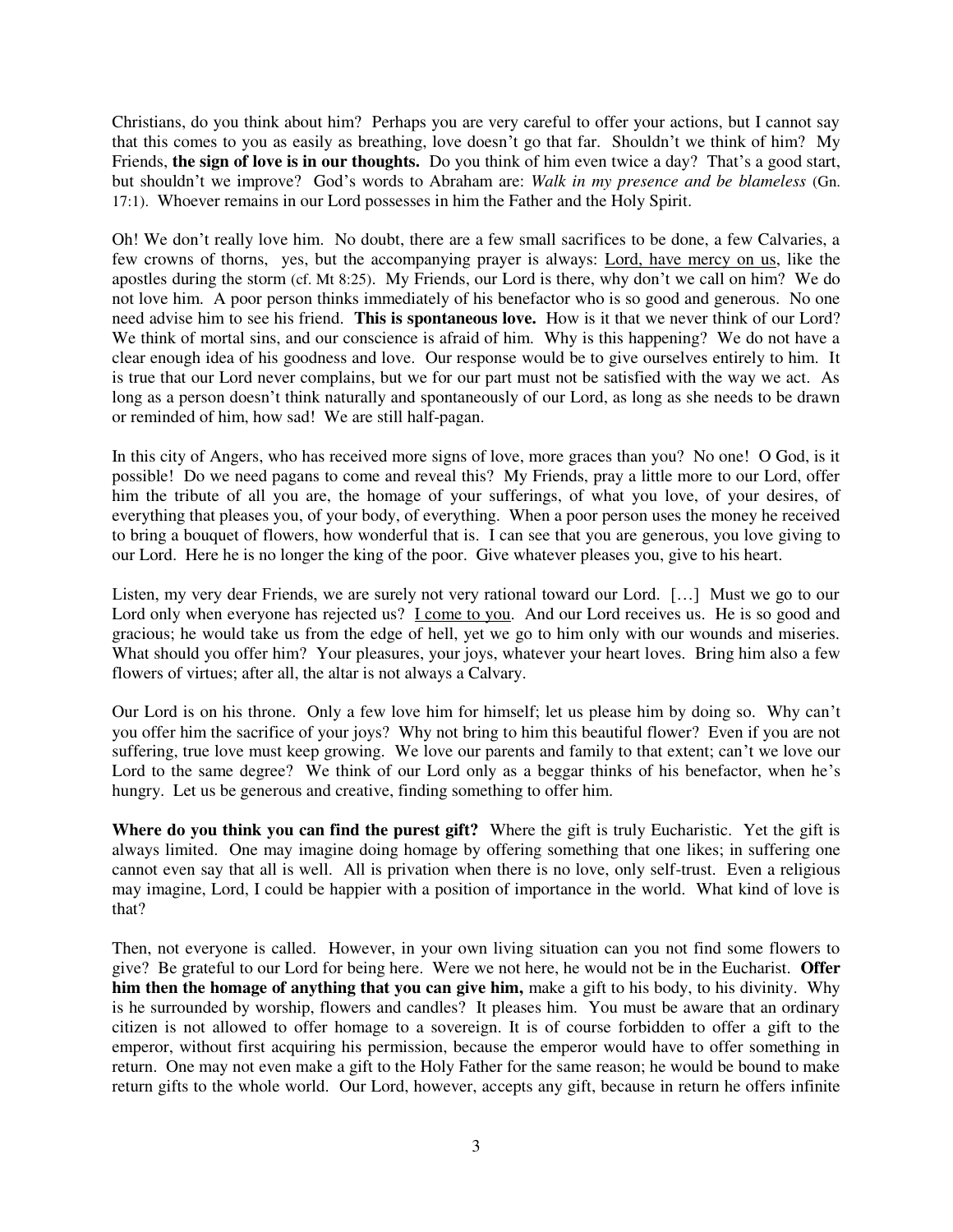Christians, do you think about him? Perhaps you are very careful to offer your actions, but I cannot say that this comes to you as easily as breathing, love doesn't go that far. Shouldn't we think of him? My Friends, **the sign of love is in our thoughts.** Do you think of him even twice a day? That's a good start, but shouldn't we improve? God's words to Abraham are: *Walk in my presence and be blameless* (Gn. 17:1). Whoever remains in our Lord possesses in him the Father and the Holy Spirit.

Oh! We don't really love him. No doubt, there are a few small sacrifices to be done, a few Calvaries, a few crowns of thorns, yes, but the accompanying prayer is always: <u>Lord, have mercy on us</u>, like the apostles during the storm (cf. Mt 8:25). My Friends, our Lord is there, why don't we call on him? We do not love him. A poor person thinks immediately of his benefactor who is so good and generous. No one need advise him to see his friend. **This is spontaneous love.** How is it that we never think of our Lord? We think of mortal sins, and our conscience is afraid of him. Why is this happening? We do not have a clear enough idea of his goodness and love. Our response would be to give ourselves entirely to him. It is true that our Lord never complains, but we for our part must not be satisfied with the way we act. As long as a person doesn't think naturally and spontaneously of our Lord, as long as she needs to be drawn or reminded of him, how sad! We are still half-pagan.

In this city of Angers, who has received more signs of love, more graces than you? No one! O God, is it possible! Do we need pagans to come and reveal this? My Friends, pray a little more to our Lord, offer him the tribute of all you are, the homage of your sufferings, of what you love, of your desires, of everything that pleases you, of your body, of everything. When a poor person uses the money he received to bring a bouquet of flowers, how wonderful that is. I can see that you are generous, you love giving to our Lord. Here he is no longer the king of the poor. Give whatever pleases you, give to his heart.

Listen, my very dear Friends, we are surely not very rational toward our Lord. […] Must we go to our Lord only when everyone has rejected us? <u>I come to you</u>. And our Lord receives us. He is so good and gracious; he would take us from the edge of hell, yet we go to him only with our wounds and miseries. What should you offer him? Your pleasures, your joys, whatever your heart loves. Bring him also a few flowers of virtues; after all, the altar is not always a Calvary.

Our Lord is on his throne. Only a few love him for himself; let us please him by doing so. Why can't you offer him the sacrifice of your joys? Why not bring to him this beautiful flower? Even if you are not suffering, true love must keep growing. We love our parents and family to that extent; can't we love our Lord to the same degree? We think of our Lord only as a beggar thinks of his benefactor, when he's hungry. Let us be generous and creative, finding something to offer him.

**Where do you think you can find the purest gift?** Where the gift is truly Eucharistic. Yet the gift is always limited. One may imagine doing homage by offering something that one likes; in suffering one cannot even say that all is well. All is privation when there is no love, only self-trust. Even a religious may imagine, Lord, I could be happier with a position of importance in the world. What kind of love is that?

Then, not everyone is called. However, in your own living situation can you not find some flowers to give? Be grateful to our Lord for being here. Were we not here, he would not be in the Eucharist. **Offer him then the homage of anything that you can give him,** make a gift to his body, to his divinity. Why is he surrounded by worship, flowers and candles? It pleases him. You must be aware that an ordinary citizen is not allowed to offer homage to a sovereign. It is of course forbidden to offer a gift to the emperor, without first acquiring his permission, because the emperor would have to offer something in return. One may not even make a gift to the Holy Father for the same reason; he would be bound to make return gifts to the whole world. Our Lord, however, accepts any gift, because in return he offers infinite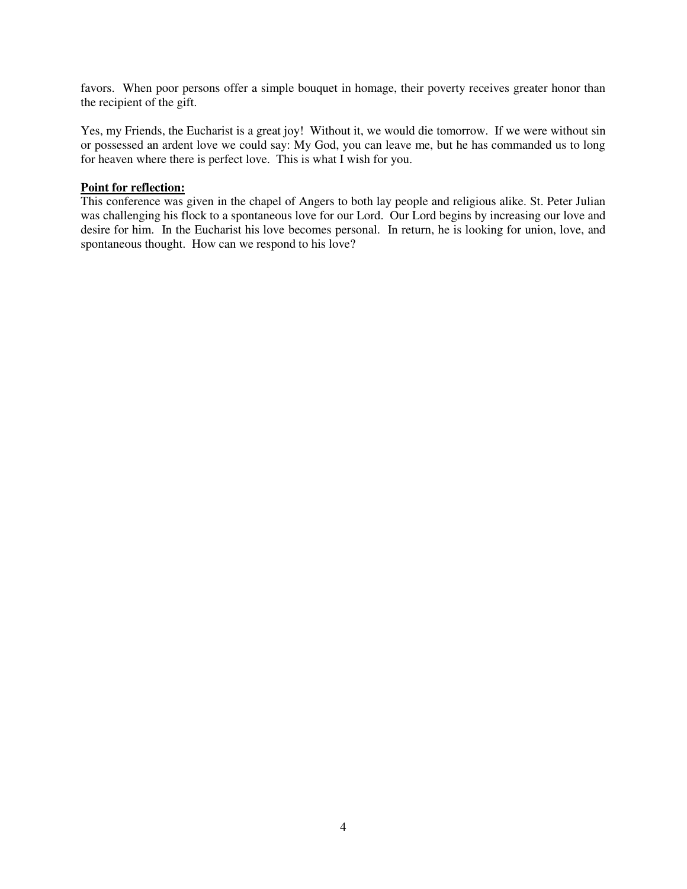favors. When poor persons offer a simple bouquet in homage, their poverty receives greater honor than the recipient of the gift.

Yes, my Friends, the Eucharist is a great joy! Without it, we would die tomorrow. If we were without sin or possessed an ardent love we could say: My God, you can leave me, but he has commanded us to long for heaven where there is perfect love. This is what I wish for you.

**Point for reflection:**

This conference was given in the chapel of Angers to both lay people and religious alike. St. Peter Julian was challenging his flock to a spontaneous love for our Lord. Our Lord begins by increasing our love and desire for him. In the Eucharist his love becomes personal. In return, he is looking for union, love, and spontaneous thought. How can we respond to his love?